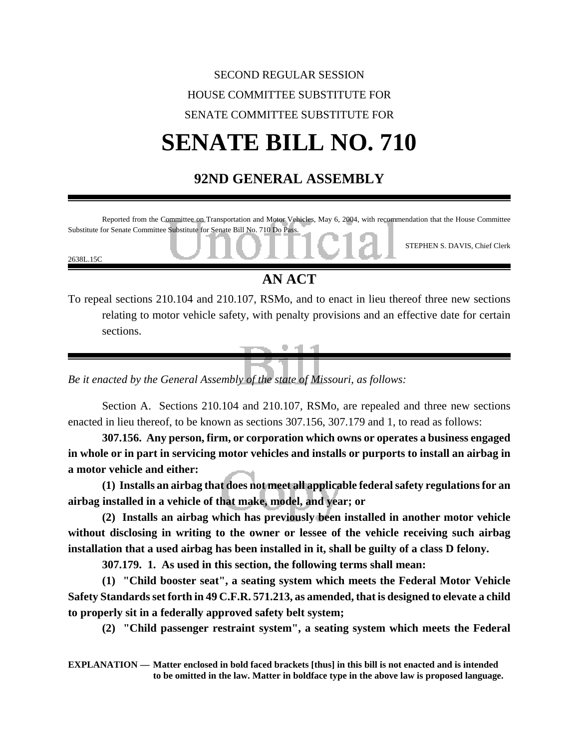SECOND REGULAR SESSION

HOUSE COMMITTEE SUBSTITUTE FOR

SENATE COMMITTEE SUBSTITUTE FOR

# SENATE BILL NO. 710

## 92ND GENERAL ASSEMBLY

Reported from the Committee on Transportation and Motor Vehicles, May 6, 2004, with recommendation that the House Committee Substitute for Senate Committee Substitute for Senate Bill No. 710 Do Pass.

STEPHEN S. DAVIS, Chief Clerk

2638L.15C

## AN ACT

To repeal sections 210.104 and 210.107, RSMo, and to enact in lieu thereof three new sections relating to motor vehicle safety, with penalty provisions and an effective date for certain sections.

*Be it enacted by the General Assembly of the state of Missouri, as follows:*

Section A. Sections 210.104 and 210.107, RSMo, are repealed and three new sections enacted in lieu thereof, to be known as sections 307.156, 307.179 and 1, to read as follows:

**307.156. Any person, firm, or corporation which owns or operates a business engaged in whole or in part in servicing motor vehicles and installs or purports to install an airbag in a motor vehicle and either:**

**(1) Installs an airbag that does not meet all applicable federal safety regulations for an airbag installed in a vehicle of that make, model, and year; or**

**(2) Installs an airbag which has previously been installed in another motor vehicle without disclosing in writing to the owner or lessee of the vehicle receiving such airbag installation that a used airbag has been installed in it, shall be guilty of a class D felony.**

**307.179. 1. As used in this section, the following terms shall mean:**

**(1) "Child booster seat", a seating system which meets the Federal Motor Vehicle Safety Standards set forth in 49 C.F.R. 571.213, as amended, that is designed to elevate a child to properly sit in a federally approved safety belt system;**

**(2) "Child passenger restraint system", a seating system which meets the Federal**

**EXPLANATION — Matter enclosed in bold faced brackets [thus] in this bill is not enacted and is intended to be omitted in the law. Matter in boldface type in the above law is proposed language.**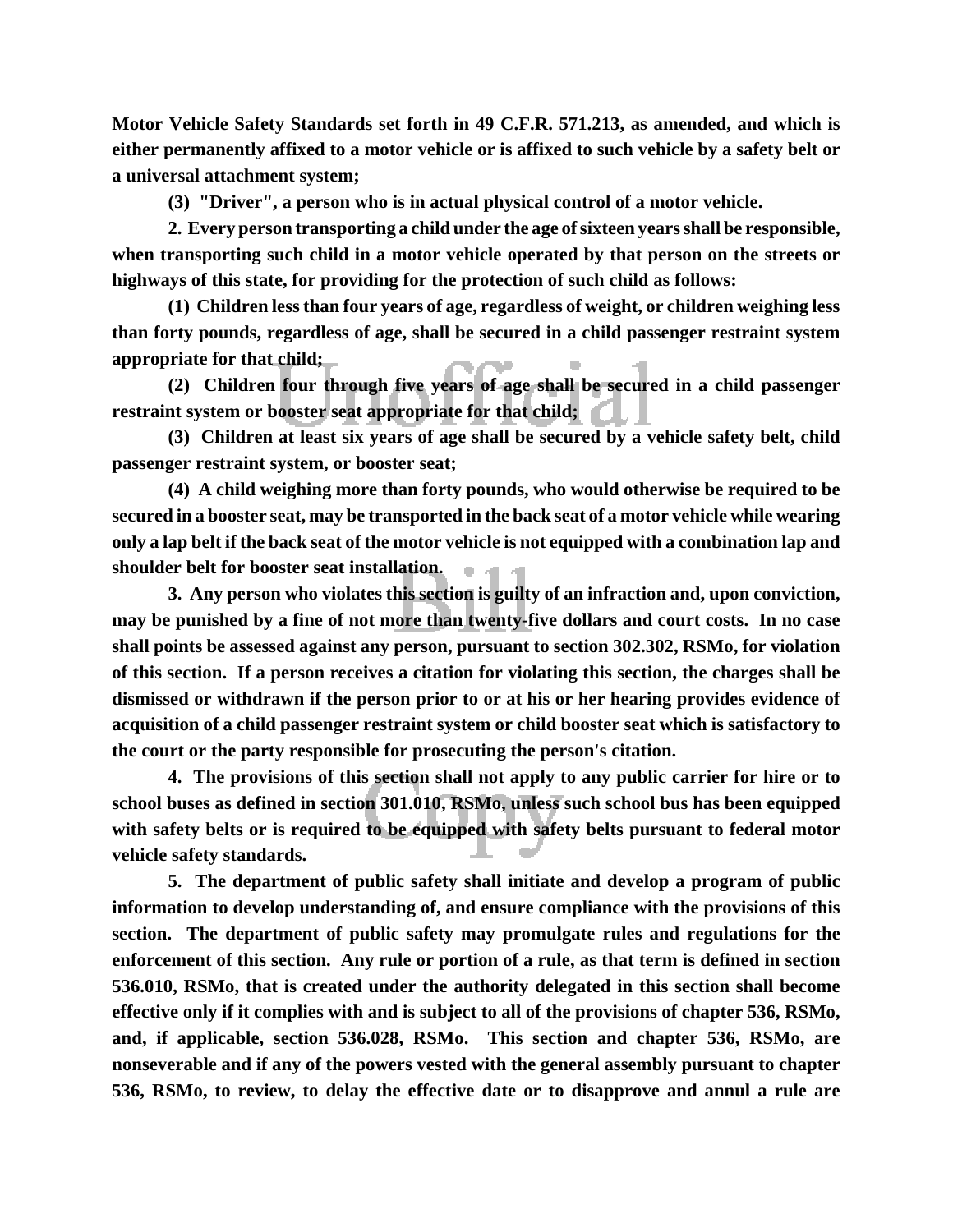**Motor Vehicle Safety Standards set forth in 49 C.F.R. 571.213, as amended, and which is either permanently affixed to a motor vehicle or is affixed to such vehicle by a safety belt or a universal attachment system;**

**(3) "Driver", a person who is in actual physical control of a motor vehicle.**

**2. Every person transporting a child under the age of sixteen years shall be responsible, when transporting such child in a motor vehicle operated by that person on the streets or highways of this state, for providing for the protection of such child as follows:**

**(1) Children less than four years of age, regardless of weight, or children weighing less than forty pounds, regardless of age, shall be secured in a child passenger restraint system appropriate for that child;**

**(2) Children four through five years of age shall be secured in a child passenger restraint system or booster seat appropriate for that child;**

**(3) Children at least six years of age shall be secured by a vehicle safety belt, child passenger restraint system, or booster seat;**

**(4) A child weighing more than forty pounds, who would otherwise be required to be secured in a booster seat, may be transported in the back seat of a motor vehicle while wearing only a lap belt if the back seat of the motor vehicle is not equipped with a combination lap and shoulder belt for booster seat installation.**

**3. Any person who violates this section is guilty of an infraction and, upon conviction, may be punished by a fine of not more than twenty-five dollars and court costs. In no case shall points be assessed against any person, pursuant to section 302.302, RSMo, for violation of this section. If a person receives a citation for violating this section, the charges shall be dismissed or withdrawn if the person prior to or at his or her hearing provides evidence of acquisition of a child passenger restraint system or child booster seat which is satisfactory to the court or the party responsible for prosecuting the person's citation.**

**4. The provisions of this section shall not apply to any public carrier for hire or to school buses as defined in section 301.010, RSMo, unless such school bus has been equipped with safety belts or is required to be equipped with safety belts pursuant to federal motor vehicle safety standards.**

**5. The department of public safety shall initiate and develop a program of public information to develop understanding of, and ensure compliance with the provisions of this section. The department of public safety may promulgate rules and regulations for the enforcement of this section. Any rule or portion of a rule, as that term is defined in section 536.010, RSMo, that is created under the authority delegated in this section shall become effective only if it complies with and is subject to all of the provisions of chapter 536, RSMo, and, if applicable, section 536.028, RSMo. This section and chapter 536, RSMo, are nonseverable and if any of the powers vested with the general assembly pursuant to chapter 536, RSMo, to review, to delay the effective date or to disapprove and annul a rule are**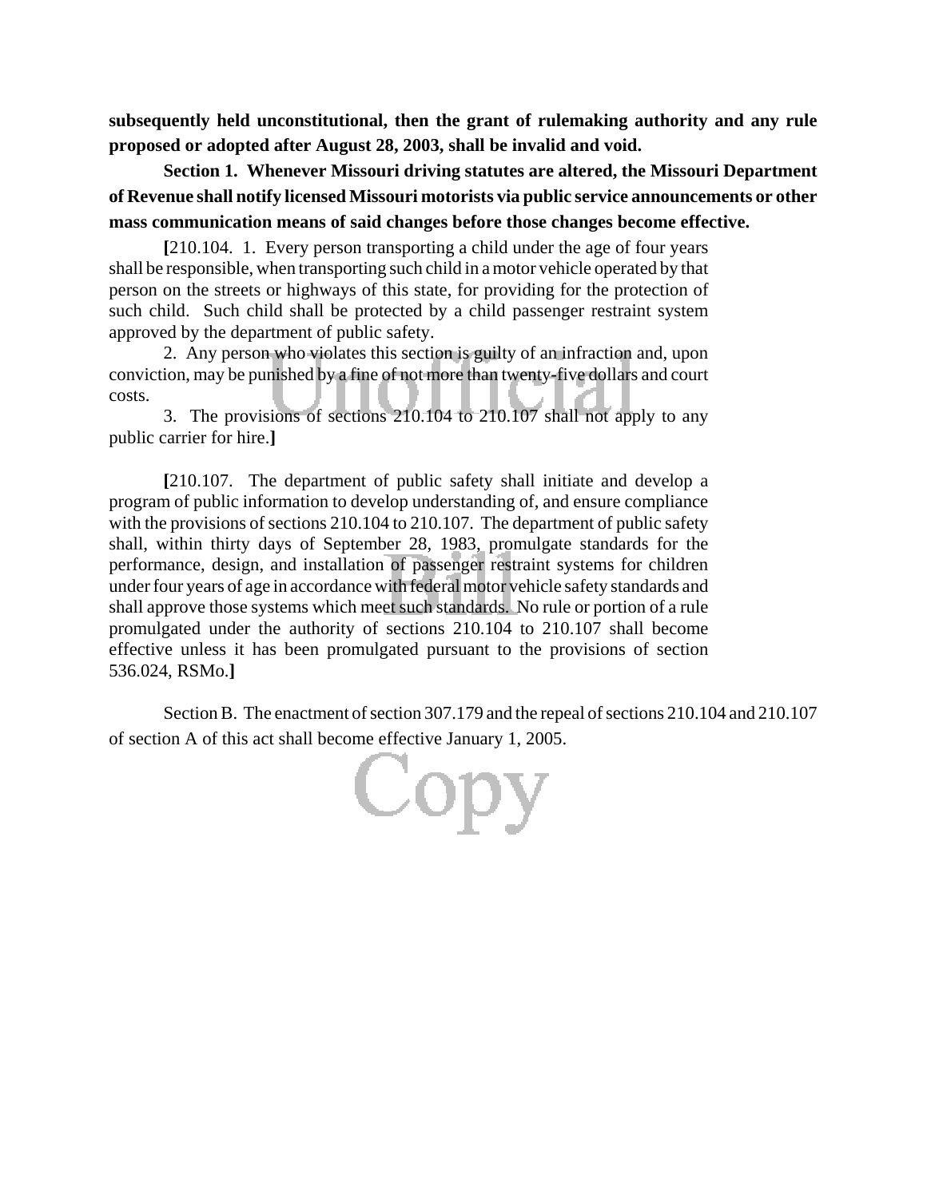**subsequently held unconstitutional, then the grant of rulemaking authority and any rule proposed or adopted after August 28, 2003, shall be invalid and void.**

**Section 1. Whenever Missouri driving statutes are altered, the Missouri Department of Revenue shall notify licensed Missouri motorists via public service announcements or other mass communication means of said changes before those changes become effective.**

> **[**210.104. 1. Every person transporting a child under the age of four years shall be responsible, when transporting such child in a motor vehicle operated by that person on the streets or highways of this state, for providing for the protection of such child. Such child shall be protected by a child passenger restraint system approved by the department of public safety.
>
> 2. Any person who violates this section is guilty of an infraction and, upon conviction, may be punished by a fine of not more than twenty-five dollars and court costs.
>
> 3. The provisions of sections 210.104 to 210.107 shall not apply to any public carrier for hire.**]**
>
> **[**210.107. The department of public safety shall initiate and develop a program of public information to develop understanding of, and ensure compliance with the provisions of sections 210.104 to 210.107. The department of public safety shall, within thirty days of September 28, 1983, promulgate standards for the performance, design, and installation of passenger restraint systems for children under four years of age in accordance with federal motor vehicle safety standards and shall approve those systems which meet such standards. No rule or portion of a rule promulgated under the authority of sections 210.104 to 210.107 shall become effective unless it has been promulgated pursuant to the provisions of section 536.024, RSMo.**]**

Section B. The enactment of section 307.179 and the repeal of sections 210.104 and 210.107 of section A of this act shall become effective January 1, 2005.